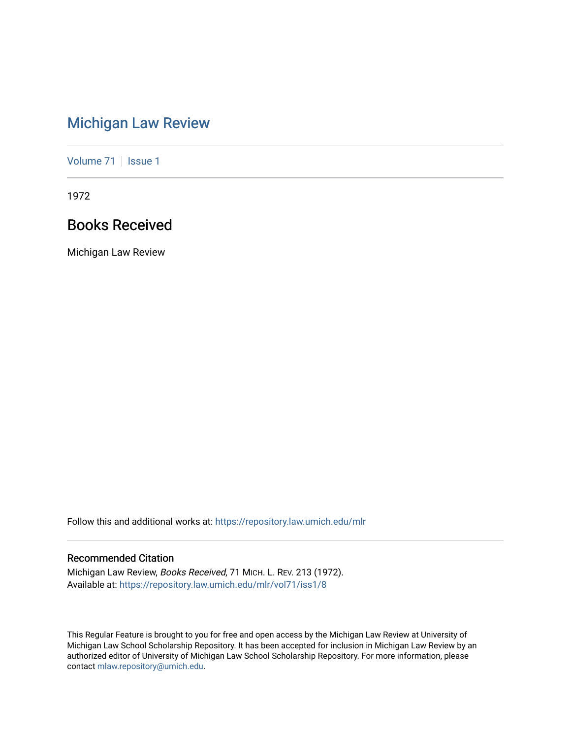# Michigan Law Review

Volume 71 | Issue 1

1972

## Books Received

Michigan Law Review

Follow this and additional works at: https://repository.law.umich.edu/mlr

### Recommended Citation

Michigan Law Review, *Books Received*, 71 MICH. L. REV. 213 (1972).
Available at: https://repository.law.umich.edu/mlr/vol71/iss1/8

This Regular Feature is brought to you for free and open access by the Michigan Law Review at University of Michigan Law School Scholarship Repository. It has been accepted for inclusion in Michigan Law Review by an authorized editor of University of Michigan Law School Scholarship Repository. For more information, please contact mlaw.repository@umich.edu.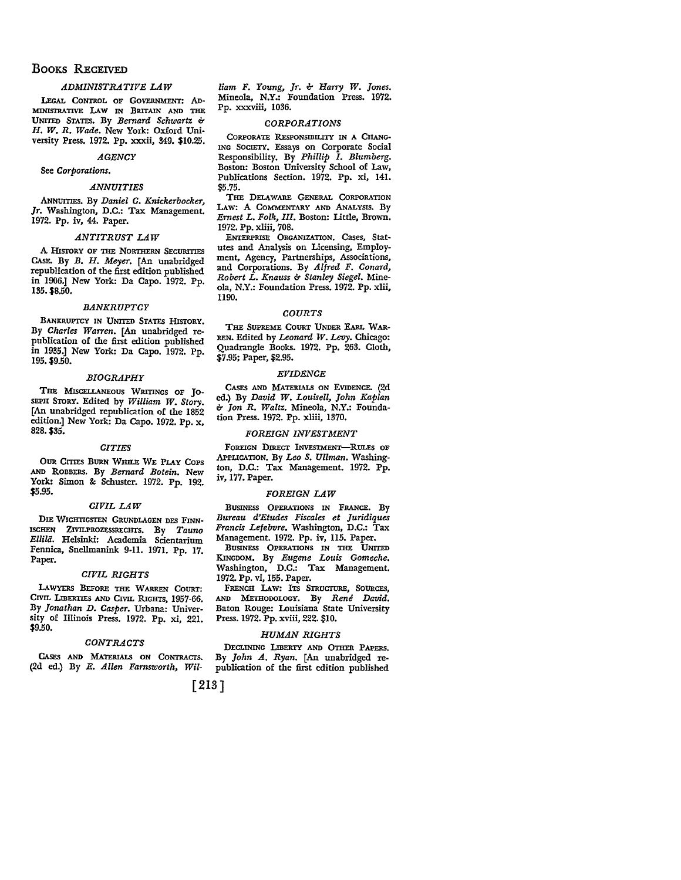# Books Received

### ADMINISTRATIVE LAW

LEGAL CONTROL OF GOVERNMENT: ADMINISTRATIVE LAW IN BRITAIN AND THE UNITED STATES. By *Bernard Schwartz & H. W. R. Wade.* New York: Oxford University Press. 1972. Pp. xxxii, 349. $10.25.

### AGENCY

See *Corporations.*

### ANNUITIES

ANNUITIES. By *Daniel C. Knickerbocker, Jr.* Washington, D.C.: Tax Management. 1972. Pp. iv, 44. Paper.

### ANTITRUST LAW

A HISTORY OF THE NORTHERN SECURITIES CASE. By *B. H. Meyer.* [An unabridged republication of the first edition published in 1906.] New York: Da Capo. 1972. Pp. 135. $8.50.

### BANKRUPTCY

BANKRUPTCY IN UNITED STATES HISTORY. By *Charles Warren.* [An unabridged republication of the first edition published in 1935.] New York: Da Capo. 1972. Pp. 195. $9.50.

### BIOGRAPHY

THE MISCELLANEOUS WRITINGS OF JOSEPH STORY. Edited by *William W. Story.* [An unabridged republication of the 1852 edition.] New York: Da Capo. 1972. Pp. x, 828. $35.

### CITIES

OUR CITIES BURN WHILE WE PLAY COPS AND ROBBERS. By *Bernard Botein.* New York: Simon & Schuster. 1972. Pp. 192. $5.95.

### CIVIL LAW

DIE WICHTIGSTEN GRUNDLAGEN DES FINNISCHEN ZIVILPROZESSRECHTS. By *Tauno Ellilä.* Helsinki: Academia Scientiarum Fennica, Snellmanink 9-11. 1971. Pp. 17. Paper.

### CIVIL RIGHTS

LAWYERS BEFORE THE WARREN COURT: CIVIL LIBERTIES AND CIVIL RIGHTS, 1957-66. By *Jonathan D. Casper.* Urbana: University of Illinois Press. 1972. Pp. xi, 221. $9.50.

### CONTRACTS

CASES AND MATERIALS ON CONTRACTS. (2d ed.) By *E. Allen Farnsworth, William F. Young, Jr. & Harry W. Jones.* Mineola, N.Y.: Foundation Press. 1972. Pp. xxxviii, 1036.

### CORPORATIONS

CORPORATE RESPONSIBILITY IN A CHANGING SOCIETY. Essays on Corporate Social Responsibility. By *Phillip I. Blumberg.* Boston: Boston University School of Law, Publications Section. 1972. Pp. xi, 141. $5.75.

THE DELAWARE GENERAL CORPORATION LAW: A COMMENTARY AND ANALYSIS. By *Ernest L. Folk, III.* Boston: Little, Brown. 1972. Pp. xliii, 708.

ENTERPRISE ORGANIZATION. Cases, Statutes and Analysis on Licensing, Employment, Agency, Partnerships, Associations, and Corporations. By *Alfred F. Conard, Robert L. Knauss & Stanley Siegel.* Mineola, N.Y.: Foundation Press. 1972. Pp. xlii, 1190.

### COURTS

THE SUPREME COURT UNDER EARL WARREN. Edited by *Leonard W. Levy.* Chicago: Quadrangle Books. 1972. Pp. 263. Cloth, $7.95; Paper, $2.95.

### EVIDENCE

CASES AND MATERIALS ON EVIDENCE. (2d ed.) By *David W. Louisell, John Kaplan & Jon R. Waltz.* Mineola, N.Y.: Foundation Press. 1972. Pp. xliii, 1370.

### FOREIGN INVESTMENT

FOREIGN DIRECT INVESTMENT—RULES OF APPLICATION. By *Leo S. Ullman.* Washington, D.C.: Tax Management. 1972. Pp. iv, 177. Paper.

### FOREIGN LAW

BUSINESS OPERATIONS IN FRANCE. By *Bureau d'Etudes Fiscales et Juridiques Francis Lefebvre.* Washington, D.C.: Tax Management. 1972. Pp. iv, 115. Paper.

BUSINESS OPERATIONS IN THE UNITED KINGDOM. By *Eugene Louis Gomeche.* Washington, D.C.: Tax Management. 1972. Pp. vi, 155. Paper.

FRENCH LAW: ITS STRUCTURE, SOURCES, AND METHODOLOGY. By *René David.* Baton Rouge: Louisiana State University Press. 1972. Pp. xviii, 222. $10.

### HUMAN RIGHTS

DECLINING LIBERTY AND OTHER PAPERS. By *John A. Ryan.* [An unabridged republication of the first edition published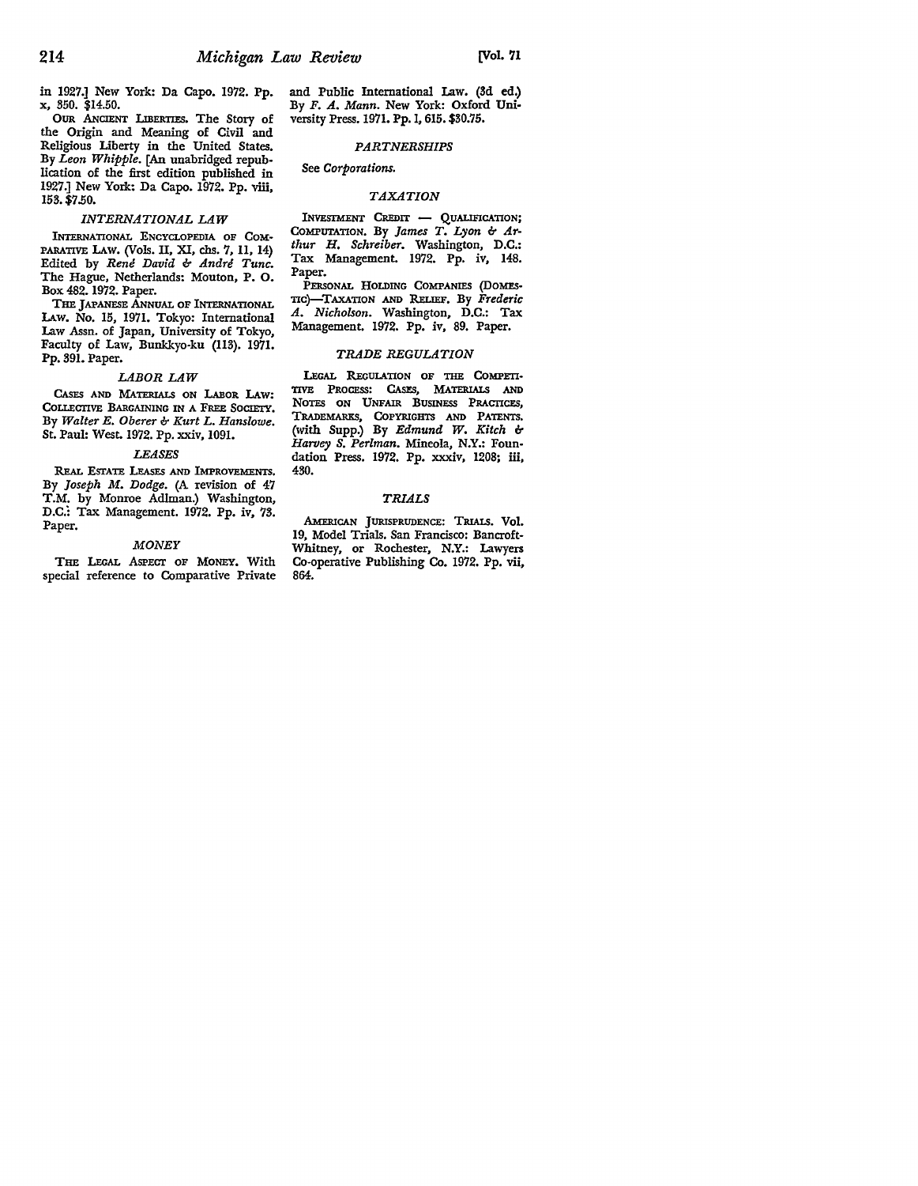in 1927.] New York: Da Capo. 1972. Pp. x, 350. $14.50.

OUR ANCIENT LIBERTIES. The Story of the Origin and Meaning of Civil and Religious Liberty in the United States. By *Leon Whipple*. [An unabridged republication of the first edition published in 1927.] New York: Da Capo. 1972. Pp. viii, 153. $7.50.

### *INTERNATIONAL LAW*

INTERNATIONAL ENCYCLOPEDIA OF COMPARATIVE LAW. (Vols. II, XI, chs. 7, 11, 14) Edited by *René David & André Tunc*. The Hague, Netherlands: Mouton, P. O. Box 482. 1972. Paper.

THE JAPANESE ANNUAL OF INTERNATIONAL LAW. No. 15, 1971. Tokyo: International Law Assn. of Japan, University of Tokyo, Faculty of Law, Bunkkyo-ku (113). 1971. Pp. 391. Paper.

### *LABOR LAW*

CASES AND MATERIALS ON LABOR LAW: COLLECTIVE BARGAINING IN A FREE SOCIETY. By *Walter E. Oberer & Kurt L. Hanslowe*. St. Paul: West. 1972. Pp. xxiv, 1091.

### *LEASES*

REAL ESTATE LEASES AND IMPROVEMENTS. By *Joseph M. Dodge*. (A revision of 47 T.M. by Monroe Adlman.) Washington, D.C.: Tax Management. 1972. Pp. iv, 73. Paper.

### *MONEY*

THE LEGAL ASPECT OF MONEY. With special reference to Comparative Private and Public International Law. (3d ed.) By *F. A. Mann*. New York: Oxford University Press. 1971. Pp. l, 615. $30.75.

### *PARTNERSHIPS*

See *Corporations*.

### *TAXATION*

INVESTMENT CREDIT — QUALIFICATION; COMPUTATION. By *James T. Lyon & Arthur H. Schreiber*. Washington, D.C.: Tax Management. 1972. Pp. iv, 148. Paper.

PERSONAL HOLDING COMPANIES (DOMESTIC)—TAXATION AND RELIEF. By *Frederic A. Nicholson*. Washington, D.C.: Tax Management. 1972. Pp. iv, 89. Paper.

### *TRADE REGULATION*

LEGAL REGULATION OF THE COMPETITIVE PROCESS: CASES, MATERIALS AND NOTES ON UNFAIR BUSINESS PRACTICES, TRADEMARKS, COPYRIGHTS AND PATENTS. (with Supp.) By *Edmund W. Kitch & Harvey S. Perlman*. Mineola, N.Y.: Foundation Press. 1972. Pp. xxxiv, 1208; iii, 430.

### *TRIALS*

AMERICAN JURISPRUDENCE: TRIALS. Vol. 19, Model Trials. San Francisco: Bancroft-Whitney, or Rochester, N.Y.: Lawyers Co-operative Publishing Co. 1972. Pp. vii, 864.